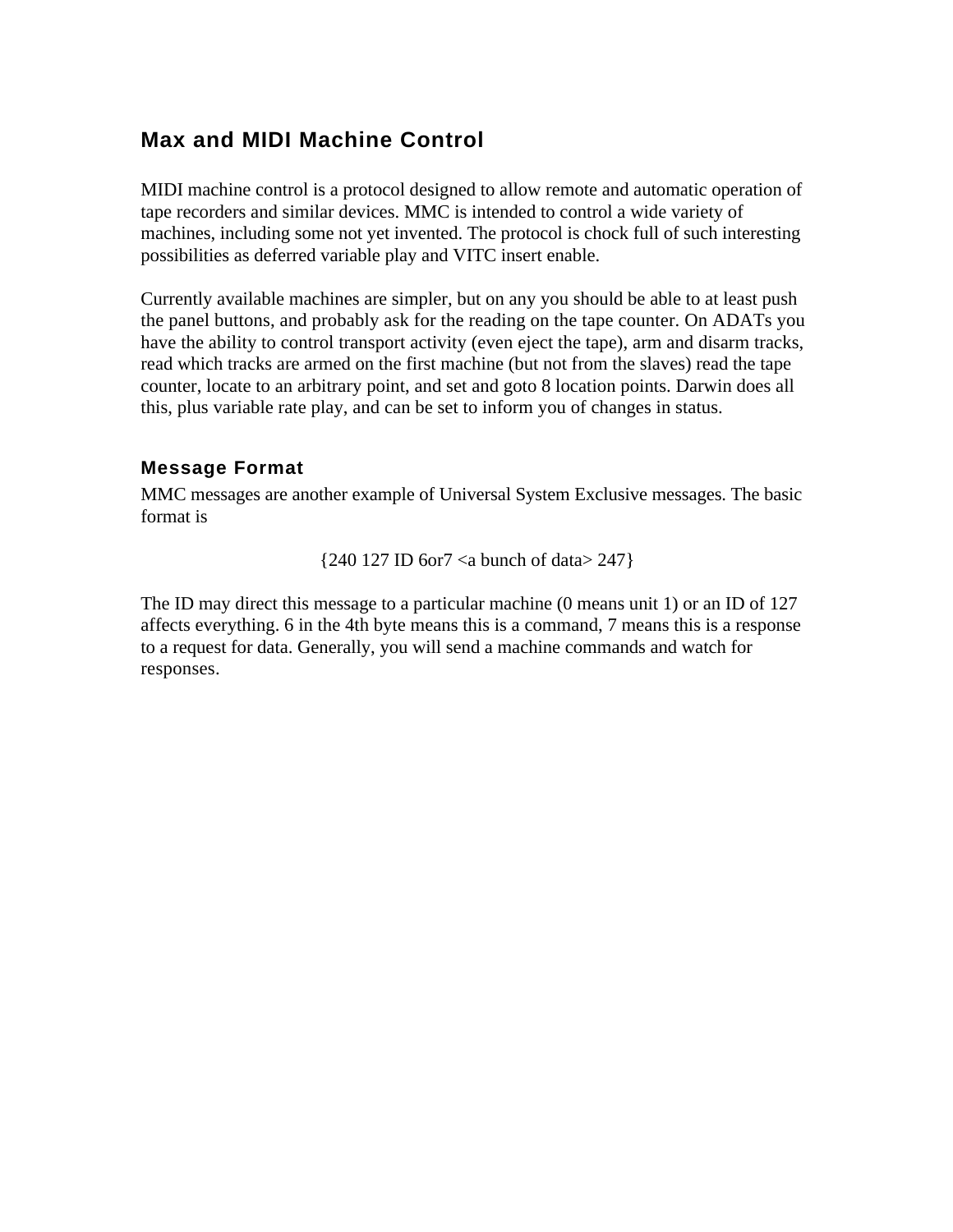# Max and MIDI Machine Control

MIDI machine control is a protocol designed to allow remote and automatic operation of tape recorders and similar devices. MMC is intended to control a wide variety of machines, including some not yet invented. The protocol is chock full of such interesting possibilities as deferred variable play and VITC insert enable.

Currently available machines are simpler, but on any you should be able to at least push the panel buttons, and probably ask for the reading on the tape counter. On ADATs you have the ability to control transport activity (even eject the tape), arm and disarm tracks, read which tracks are armed on the first machine (but not from the slaves) read the tape counter, locate to an arbitrary point, and set and goto 8 location points. Darwin does all this, plus variable rate play, and can be set to inform you of changes in status.

## Message Format

MMC messages are another example of Universal System Exclusive messages. The basic format is

{240 127 ID 6or7 <a bunch of data> 247}

The ID may direct this message to a particular machine (0 means unit 1) or an ID of 127 affects everything. 6 in the 4th byte means this is a command, 7 means this is a response to a request for data. Generally, you will send a machine commands and watch for responses.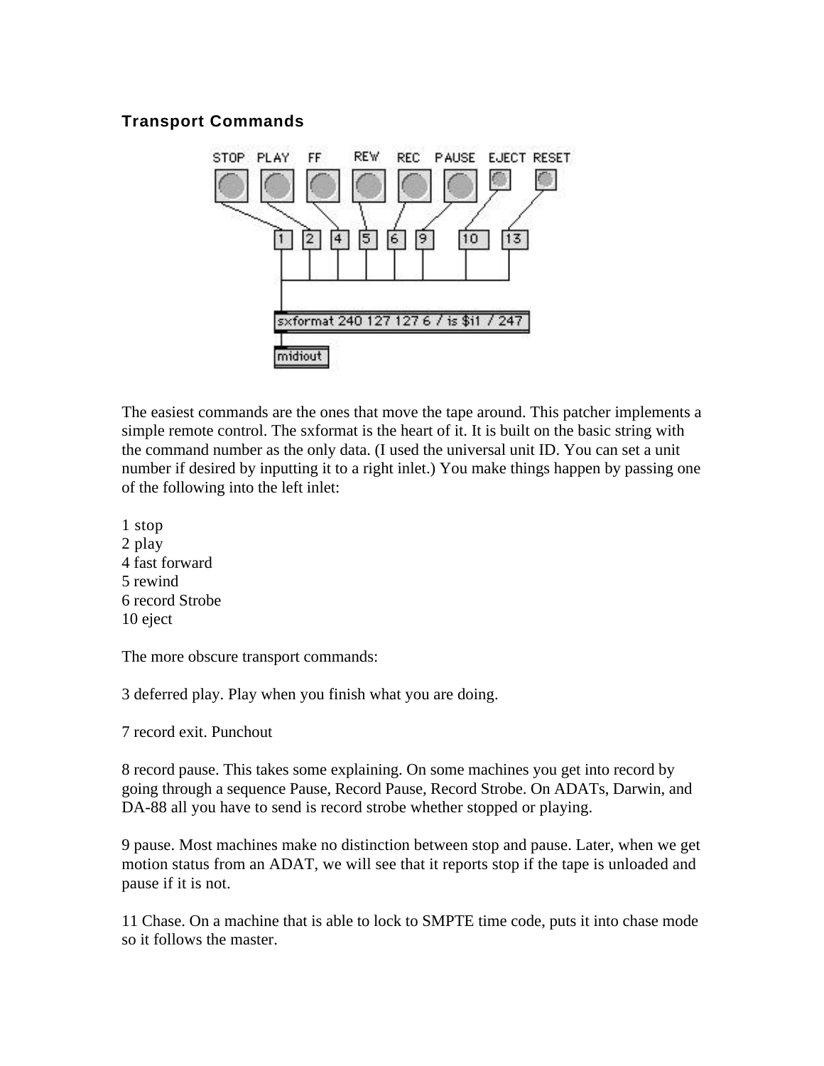## Transport Commands

The easiest commands are the ones that move the tape around. This patcher implements a simple remote control. The sxformat is the heart of it. It is built on the basic string with the command number as the only data. (I used the universal unit ID. You can set a unit number if desired by inputting it to a right inlet.) You make things happen by passing one of the following into the left inlet:

1 stop
2 play
4 fast forward
5 rewind
6 record Strobe
10 eject

The more obscure transport commands:

3 deferred play. Play when you finish what you are doing.

7 record exit. Punchout

8 record pause. This takes some explaining. On some machines you get into record by going through a sequence Pause, Record Pause, Record Strobe. On ADATs, Darwin, and DA-88 all you have to send is record strobe whether stopped or playing.

9 pause. Most machines make no distinction between stop and pause. Later, when we get motion status from an ADAT, we will see that it reports stop if the tape is unloaded and pause if it is not.

11 Chase. On a machine that is able to lock to SMPTE time code, puts it into chase mode so it follows the master.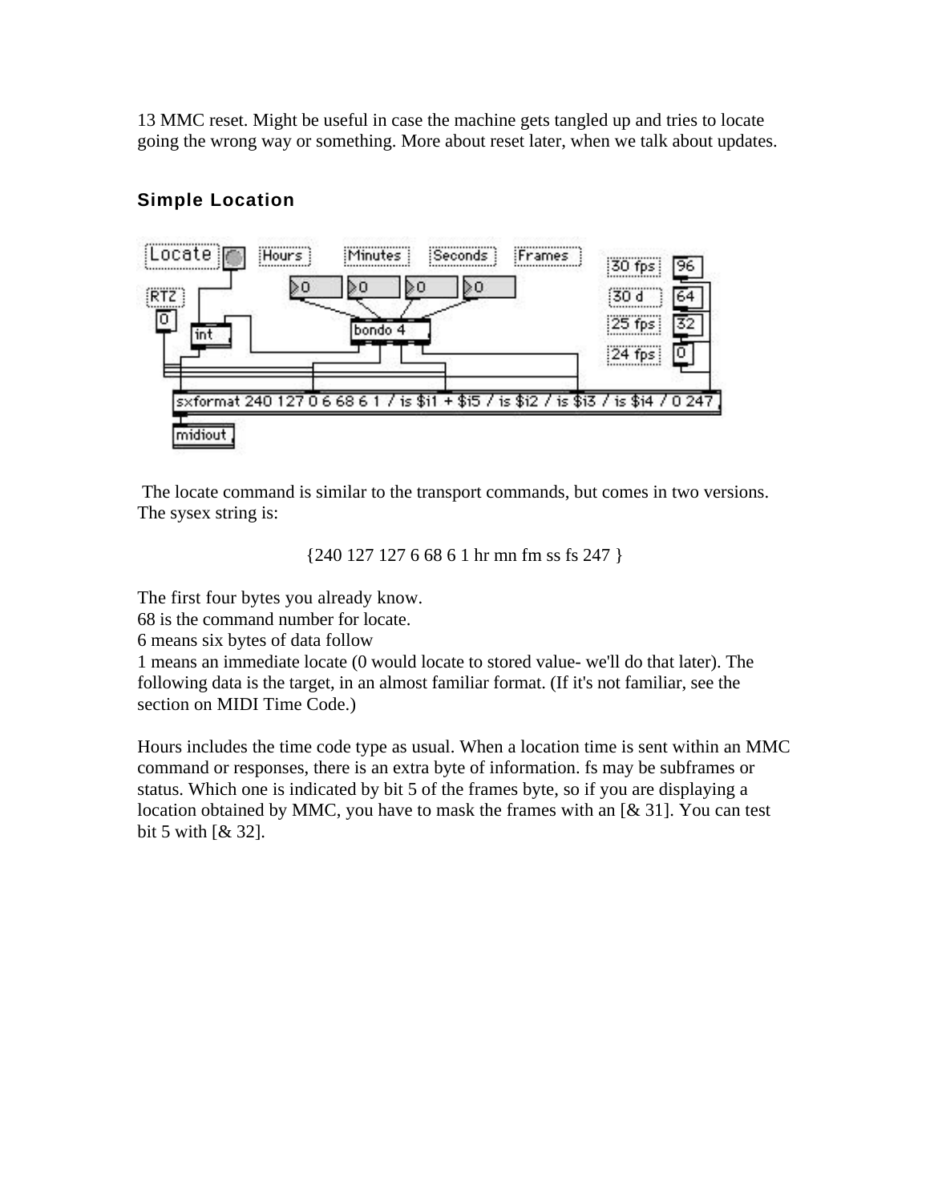13 MMC reset. Might be useful in case the machine gets tangled up and tries to locate going the wrong way or something. More about reset later, when we talk about updates.

### Simple Location

The locate command is similar to the transport commands, but comes in two versions. The sysex string is:

{240 127 127 6 68 6 1 hr mn fm ss fs 247 }

The first four bytes you already know.
68 is the command number for locate.
6 means six bytes of data follow
1 means an immediate locate (0 would locate to stored value- we'll do that later). The following data is the target, in an almost familiar format. (If it's not familiar, see the section on MIDI Time Code.)

Hours includes the time code type as usual. When a location time is sent within an MMC command or responses, there is an extra byte of information. fs may be subframes or status. Which one is indicated by bit 5 of the frames byte, so if you are displaying a location obtained by MMC, you have to mask the frames with an [& 31]. You can test bit 5 with [& 32].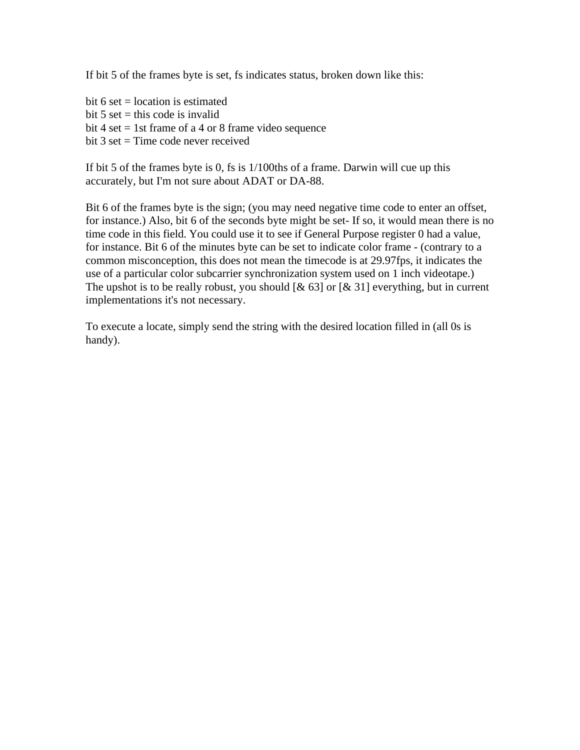If bit 5 of the frames byte is set, fs indicates status, broken down like this:

bit 6 set = location is estimated
bit 5 set = this code is invalid
bit 4 set = 1st frame of a 4 or 8 frame video sequence
bit 3 set = Time code never received

If bit 5 of the frames byte is 0, fs is 1/100ths of a frame. Darwin will cue up this accurately, but I'm not sure about ADAT or DA-88.

Bit 6 of the frames byte is the sign; (you may need negative time code to enter an offset, for instance.) Also, bit 6 of the seconds byte might be set- If so, it would mean there is no time code in this field. You could use it to see if General Purpose register 0 had a value, for instance. Bit 6 of the minutes byte can be set to indicate color frame - (contrary to a common misconception, this does not mean the timecode is at 29.97fps, it indicates the use of a particular color subcarrier synchronization system used on 1 inch videotape.) The upshot is to be really robust, you should [& 63] or [& 31] everything, but in current implementations it's not necessary.

To execute a locate, simply send the string with the desired location filled in (all 0s is handy).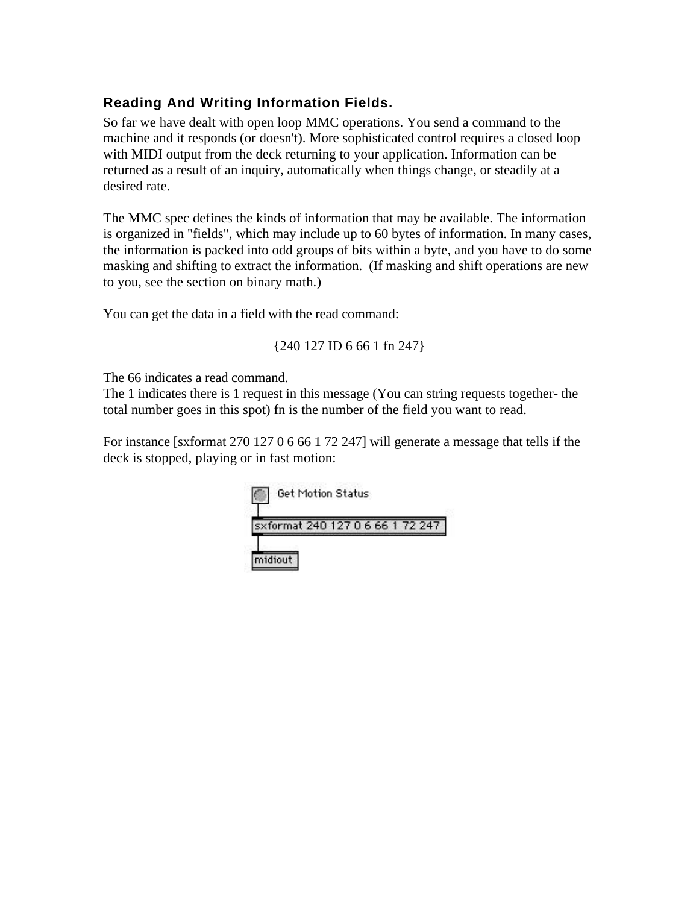### Reading And Writing Information Fields.

So far we have dealt with open loop MMC operations. You send a command to the machine and it responds (or doesn't). More sophisticated control requires a closed loop with MIDI output from the deck returning to your application. Information can be returned as a result of an inquiry, automatically when things change, or steadily at a desired rate.

The MMC spec defines the kinds of information that may be available. The information is organized in "fields", which may include up to 60 bytes of information. In many cases, the information is packed into odd groups of bits within a byte, and you have to do some masking and shifting to extract the information. (If masking and shift operations are new to you, see the section on binary math.)

You can get the data in a field with the read command:

{240 127 ID 6 66 1 fn 247}

The 66 indicates a read command.
The 1 indicates there is 1 request in this message (You can string requests together- the total number goes in this spot) fn is the number of the field you want to read.

For instance [sxformat 270 127 0 6 66 1 72 247] will generate a message that tells if the deck is stopped, playing or in fast motion: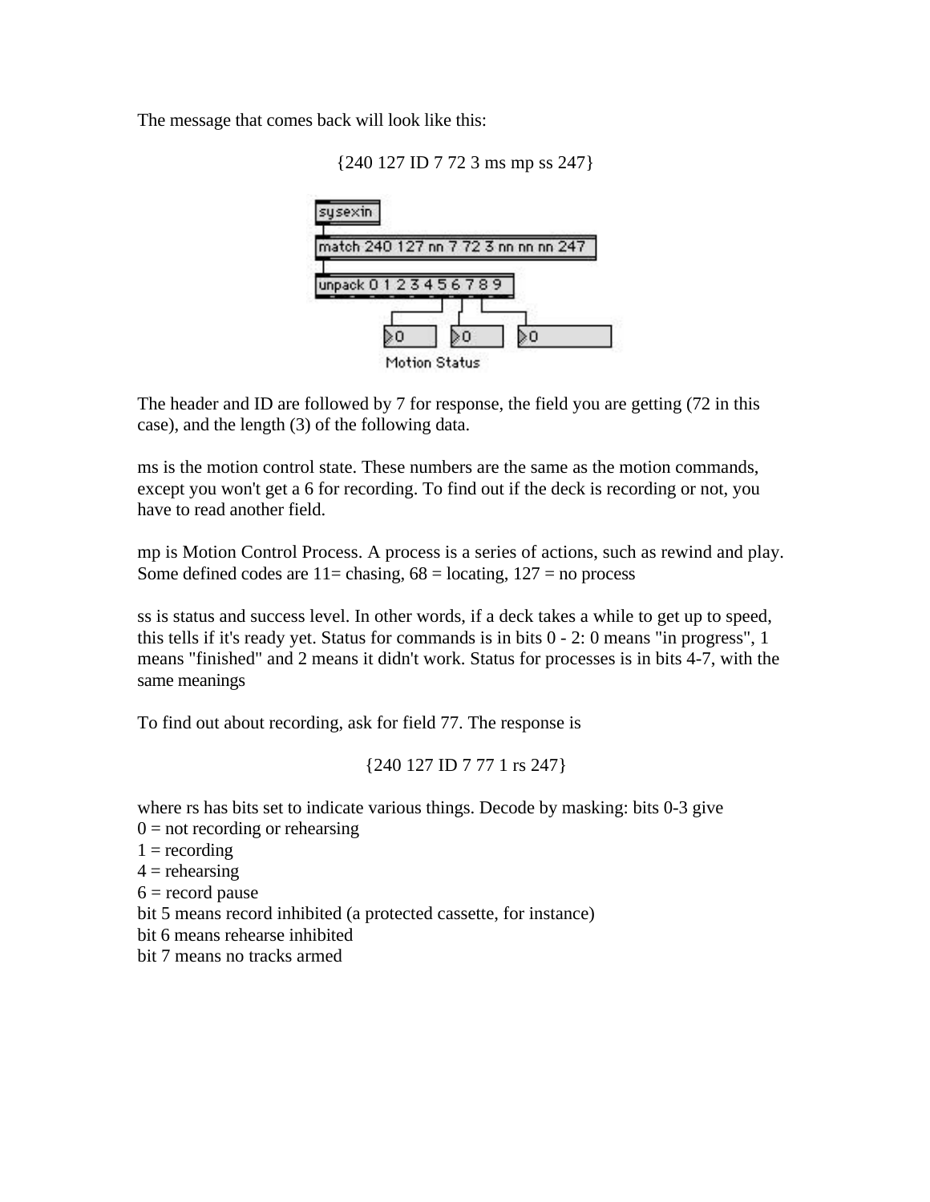The message that comes back will look like this:

{240 127 ID 7 72 3 ms mp ss 247}

```
sysexin
match 240 127 nn 7 72 3 nn nn nn 247
unpack 0 1 2 3 4 5 6 7 8 9
0   0   0
Motion Status
```

The header and ID are followed by 7 for response, the field you are getting (72 in this case), and the length (3) of the following data.

ms is the motion control state. These numbers are the same as the motion commands, except you won't get a 6 for recording. To find out if the deck is recording or not, you have to read another field.

mp is Motion Control Process. A process is a series of actions, such as rewind and play. Some defined codes are 11= chasing, 68 = locating, 127 = no process

ss is status and success level. In other words, if a deck takes a while to get up to speed, this tells if it's ready yet. Status for commands is in bits 0 - 2: 0 means "in progress", 1 means "finished" and 2 means it didn't work. Status for processes is in bits 4-7, with the same meanings

To find out about recording, ask for field 77. The response is

{240 127 ID 7 77 1 rs 247}

where rs has bits set to indicate various things. Decode by masking: bits 0-3 give
0 = not recording or rehearsing
1 = recording
4 = rehearsing
6 = record pause
bit 5 means record inhibited (a protected cassette, for instance)
bit 6 means rehearse inhibited
bit 7 means no tracks armed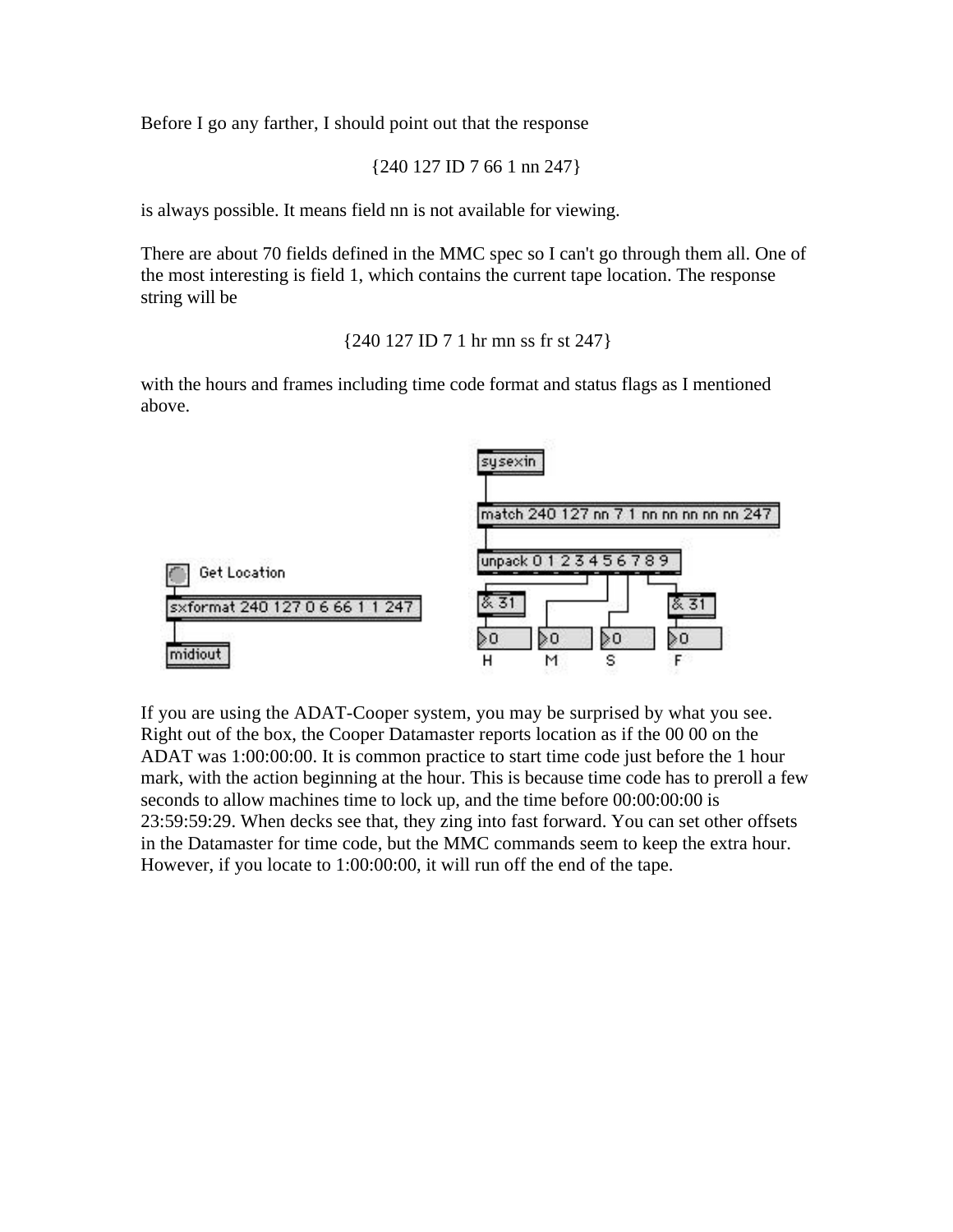Before I go any farther, I should point out that the response

{240 127 ID 7 66 1 nn 247}

is always possible. It means field nn is not available for viewing.

There are about 70 fields defined in the MMC spec so I can't go through them all. One of the most interesting is field 1, which contains the current tape location. The response string will be

{240 127 ID 7 1 hr mn ss fr st 247}

with the hours and frames including time code format and status flags as I mentioned above.

If you are using the ADAT-Cooper system, you may be surprised by what you see. Right out of the box, the Cooper Datamaster reports location as if the 00 00 on the ADAT was 1:00:00:00. It is common practice to start time code just before the 1 hour mark, with the action beginning at the hour. This is because time code has to preroll a few seconds to allow machines time to lock up, and the time before 00:00:00:00 is 23:59:59:29. When decks see that, they zing into fast forward. You can set other offsets in the Datamaster for time code, but the MMC commands seem to keep the extra hour. However, if you locate to 1:00:00:00, it will run off the end of the tape.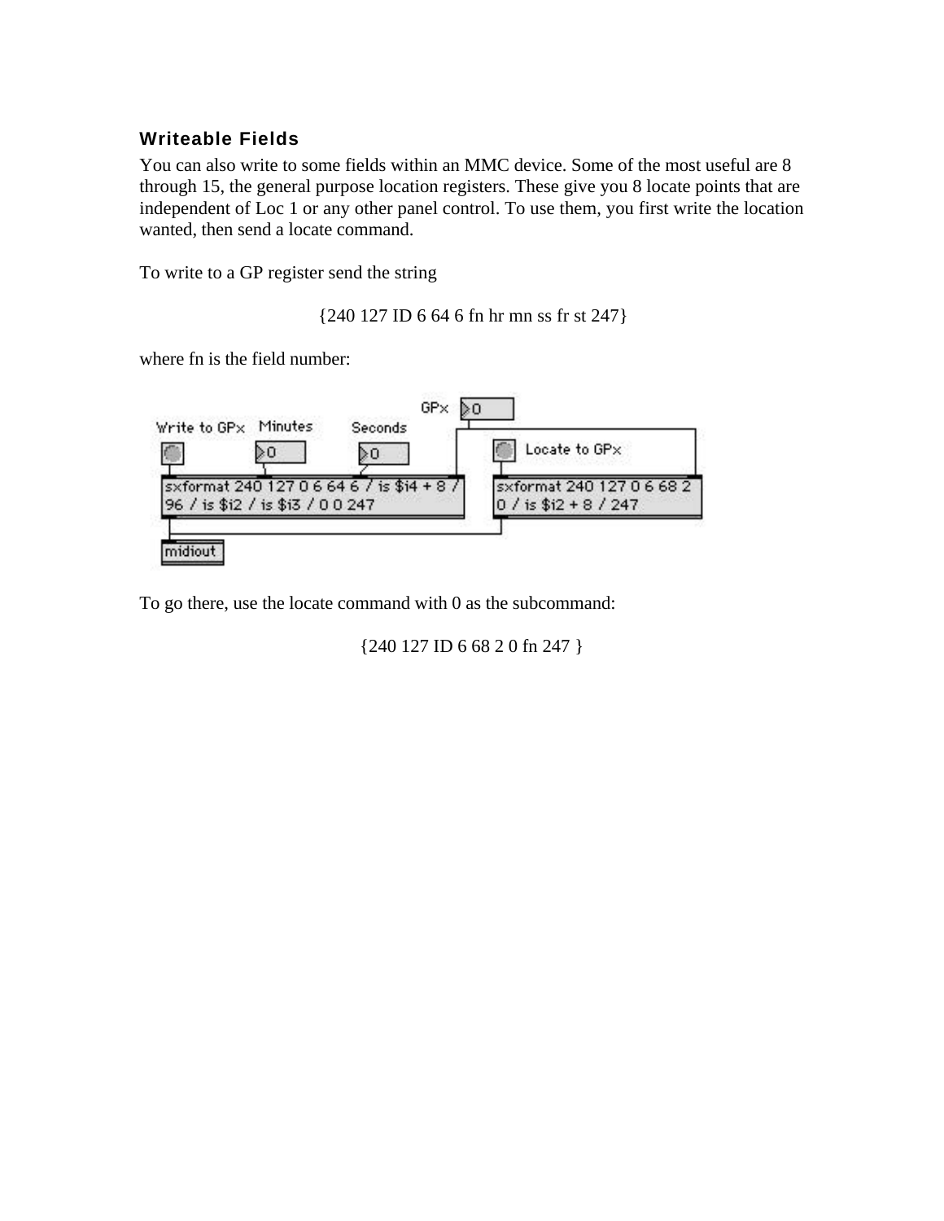### Writeable Fields

You can also write to some fields within an MMC device. Some of the most useful are 8 through 15, the general purpose location registers. These give you 8 locate points that are independent of Loc 1 or any other panel control. To use them, you first write the location wanted, then send a locate command.

To write to a GP register send the string

{240 127 ID 6 64 6 fn hr mn ss fr st 247}

where fn is the field number:

To go there, use the locate command with 0 as the subcommand:

{240 127 ID 6 68 2 0 fn 247 }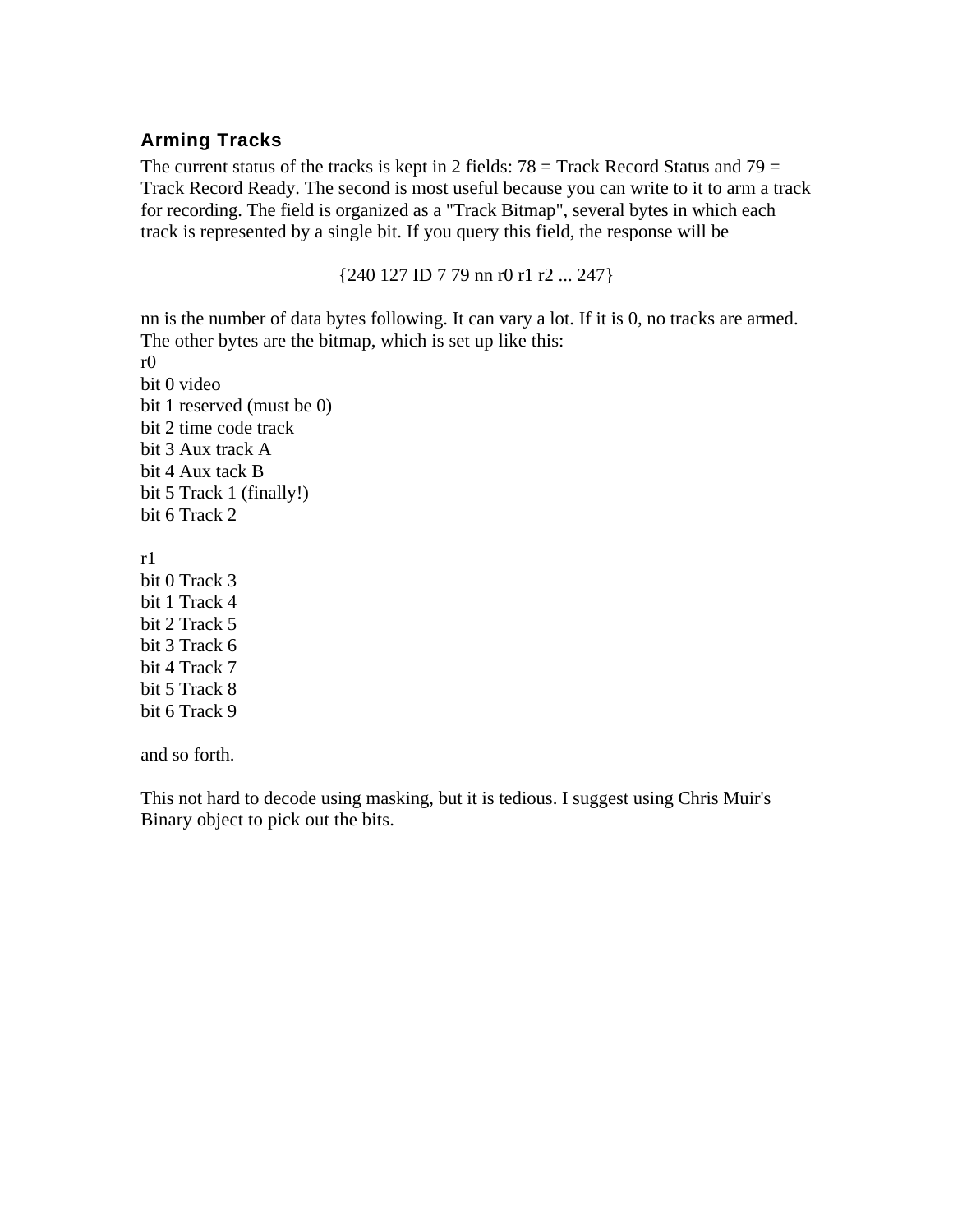### Arming Tracks

The current status of the tracks is kept in 2 fields: 78 = Track Record Status and 79 = Track Record Ready. The second is most useful because you can write to it to arm a track for recording. The field is organized as a "Track Bitmap", several bytes in which each track is represented by a single bit. If you query this field, the response will be

{240 127 ID 7 79 nn r0 r1 r2 ... 247}

nn is the number of data bytes following. It can vary a lot. If it is 0, no tracks are armed. The other bytes are the bitmap, which is set up like this:

r0
bit 0 video
bit 1 reserved (must be 0)
bit 2 time code track
bit 3 Aux track A
bit 4 Aux tack B
bit 5 Track 1 (finally!)
bit 6 Track 2

r1
bit 0 Track 3
bit 1 Track 4
bit 2 Track 5
bit 3 Track 6
bit 4 Track 7
bit 5 Track 8
bit 6 Track 9

and so forth.

This not hard to decode using masking, but it is tedious. I suggest using Chris Muir's Binary object to pick out the bits.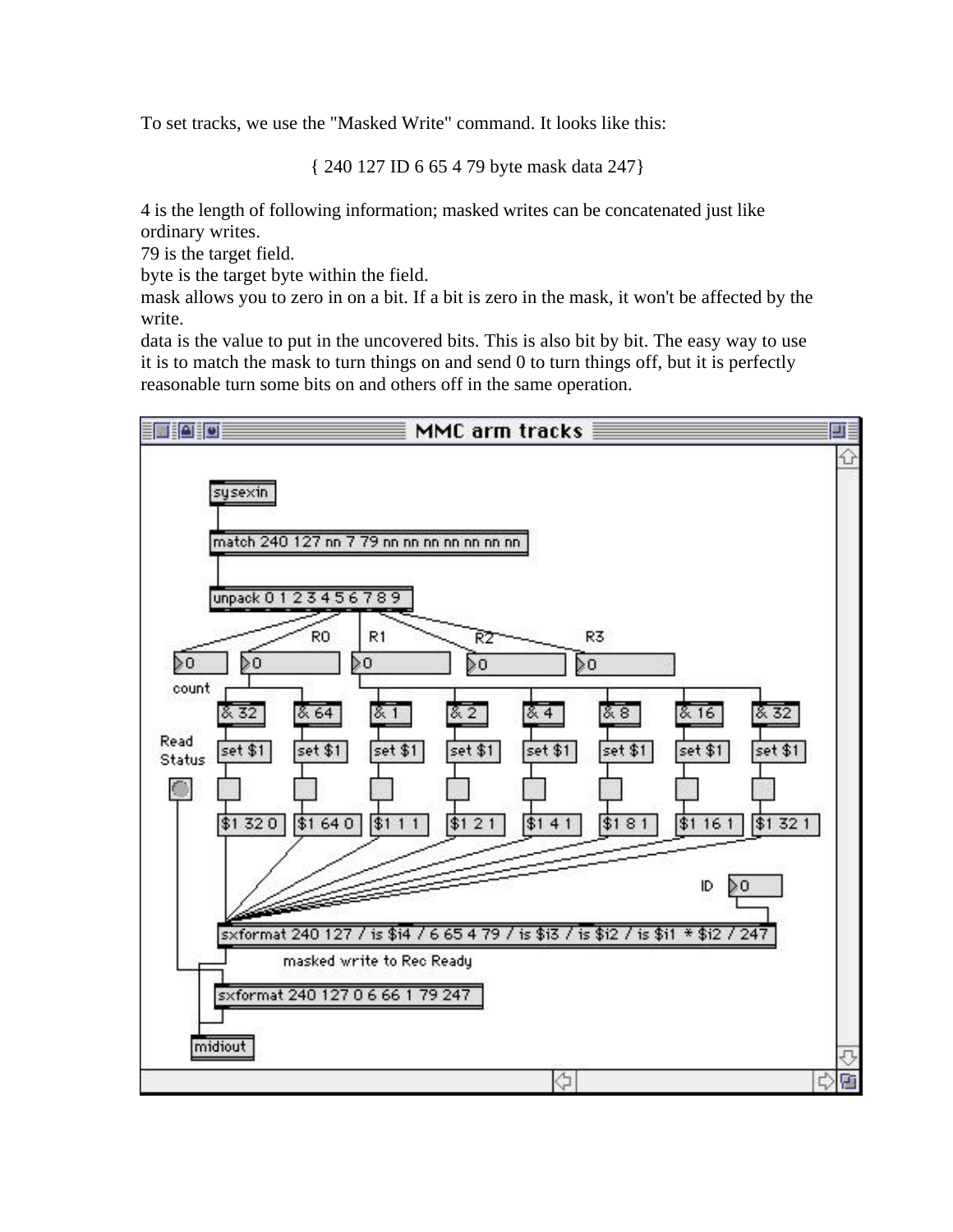To set tracks, we use the "Masked Write" command. It looks like this:

{ 240 127 ID 6 65 4 79 byte mask data 247}

4 is the length of following information; masked writes can be concatenated just like ordinary writes.
79 is the target field.
byte is the target byte within the field.
mask allows you to zero in on a bit. If a bit is zero in the mask, it won't be affected by the write.
data is the value to put in the uncovered bits. This is also bit by bit. The easy way to use it is to match the mask to turn things on and send 0 to turn things off, but it is perfectly reasonable turn some bits on and others off in the same operation.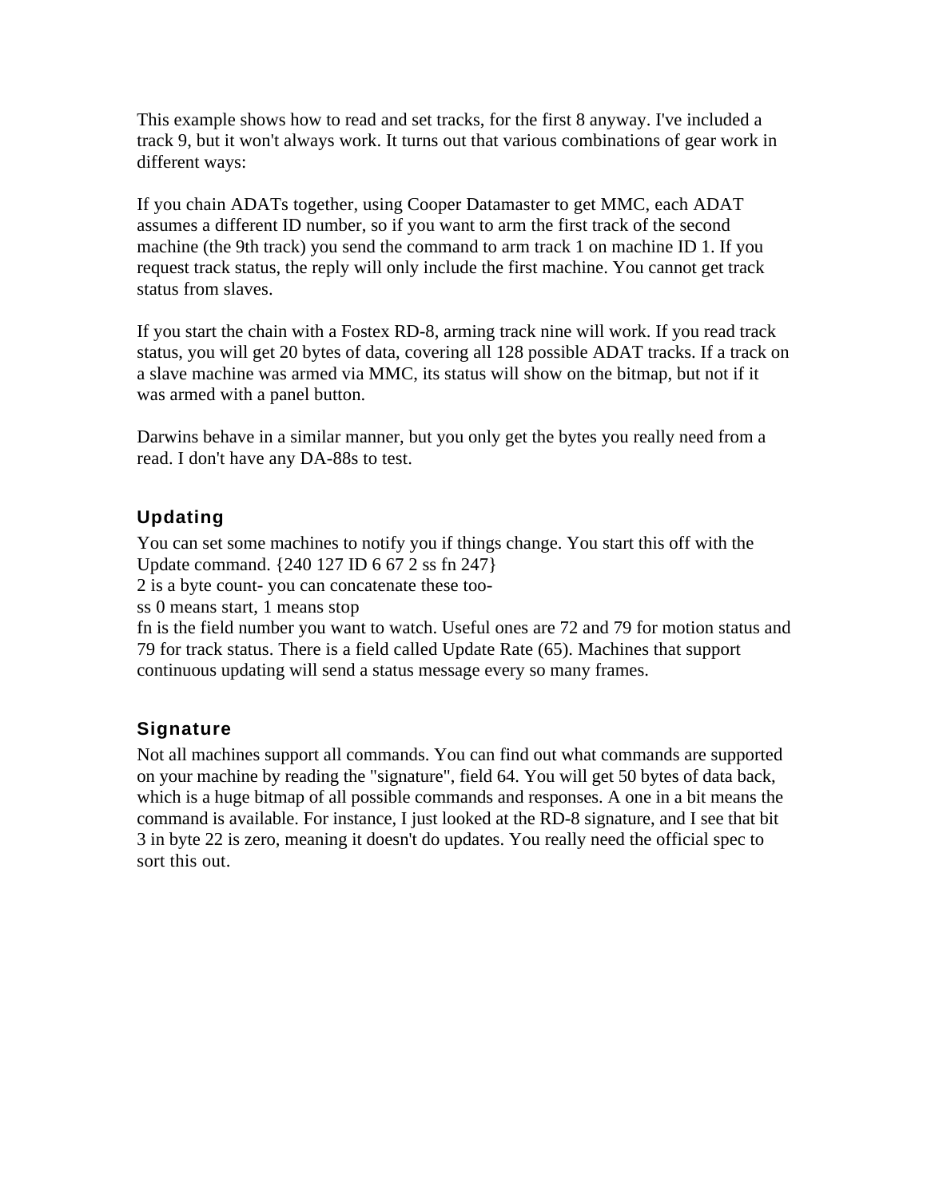This example shows how to read and set tracks, for the first 8 anyway. I've included a track 9, but it won't always work. It turns out that various combinations of gear work in different ways:

If you chain ADATs together, using Cooper Datamaster to get MMC, each ADAT assumes a different ID number, so if you want to arm the first track of the second machine (the 9th track) you send the command to arm track 1 on machine ID 1. If you request track status, the reply will only include the first machine. You cannot get track status from slaves.

If you start the chain with a Fostex RD-8, arming track nine will work. If you read track status, you will get 20 bytes of data, covering all 128 possible ADAT tracks. If a track on a slave machine was armed via MMC, its status will show on the bitmap, but not if it was armed with a panel button.

Darwins behave in a similar manner, but you only get the bytes you really need from a read. I don't have any DA-88s to test.

## Updating

You can set some machines to notify you if things change. You start this off with the Update command. {240 127 ID 6 67 2 ss fn 247}
2 is a byte count- you can concatenate these too-
ss 0 means start, 1 means stop
fn is the field number you want to watch. Useful ones are 72 and 79 for motion status and 79 for track status. There is a field called Update Rate (65). Machines that support continuous updating will send a status message every so many frames.

## Signature

Not all machines support all commands. You can find out what commands are supported on your machine by reading the "signature", field 64. You will get 50 bytes of data back, which is a huge bitmap of all possible commands and responses. A one in a bit means the command is available. For instance, I just looked at the RD-8 signature, and I see that bit 3 in byte 22 is zero, meaning it doesn't do updates. You really need the official spec to sort this out.